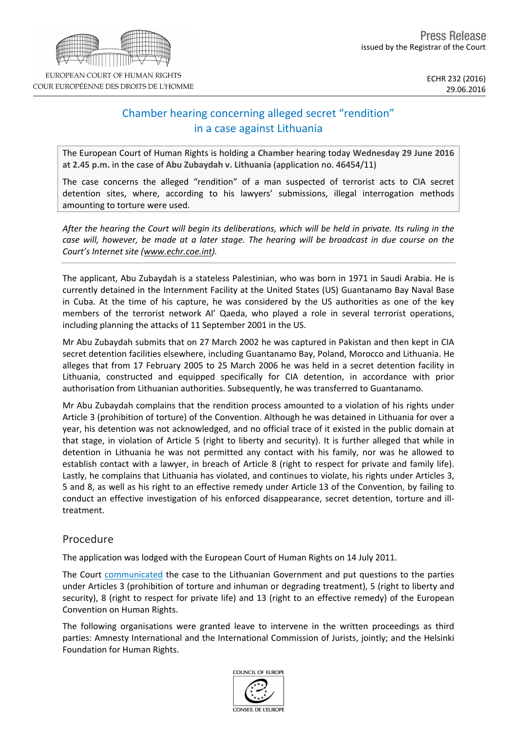EUROPEAN COURT OF HUMAN RIGHTS
COUR EUROPÉENNE DES DROITS DE L'HOMME

Press Release
issued by the Registrar of the Court

ECHR 232 (2016)
29.06.2016

# Chamber hearing concerning alleged secret "rendition" in a case against Lithuania

The European Court of Human Rights is holding a **Chamber** hearing today **Wednesday 29 June 2016 at 2.45 p.m.** in the case of **Abu Zubaydah v. Lithuania** (application no. 46454/11)

The case concerns the alleged "rendition" of a man suspected of terrorist acts to CIA secret detention sites, where, according to his lawyers' submissions, illegal interrogation methods amounting to torture were used.

*After the hearing the Court will begin its deliberations, which will be held in private. Its ruling in the case will, however, be made at a later stage. The hearing will be broadcast in due course on the Court's Internet site (www.echr.coe.int).*

The applicant, Abu Zubaydah is a stateless Palestinian, who was born in 1971 in Saudi Arabia. He is currently detained in the Internment Facility at the United States (US) Guantanamo Bay Naval Base in Cuba. At the time of his capture, he was considered by the US authorities as one of the key members of the terrorist network Al' Qaeda, who played a role in several terrorist operations, including planning the attacks of 11 September 2001 in the US.

Mr Abu Zubaydah submits that on 27 March 2002 he was captured in Pakistan and then kept in CIA secret detention facilities elsewhere, including Guantanamo Bay, Poland, Morocco and Lithuania. He alleges that from 17 February 2005 to 25 March 2006 he was held in a secret detention facility in Lithuania, constructed and equipped specifically for CIA detention, in accordance with prior authorisation from Lithuanian authorities. Subsequently, he was transferred to Guantanamo.

Mr Abu Zubaydah complains that the rendition process amounted to a violation of his rights under Article 3 (prohibition of torture) of the Convention. Although he was detained in Lithuania for over a year, his detention was not acknowledged, and no official trace of it existed in the public domain at that stage, in violation of Article 5 (right to liberty and security). It is further alleged that while in detention in Lithuania he was not permitted any contact with his family, nor was he allowed to establish contact with a lawyer, in breach of Article 8 (right to respect for private and family life). Lastly, he complains that Lithuania has violated, and continues to violate, his rights under Articles 3, 5 and 8, as well as his right to an effective remedy under Article 13 of the Convention, by failing to conduct an effective investigation of his enforced disappearance, secret detention, torture and ill-treatment.

## Procedure

The application was lodged with the European Court of Human Rights on 14 July 2011.

The Court communicated the case to the Lithuanian Government and put questions to the parties under Articles 3 (prohibition of torture and inhuman or degrading treatment), 5 (right to liberty and security), 8 (right to respect for private life) and 13 (right to an effective remedy) of the European Convention on Human Rights.

The following organisations were granted leave to intervene in the written proceedings as third parties: Amnesty International and the International Commission of Jurists, jointly; and the Helsinki Foundation for Human Rights.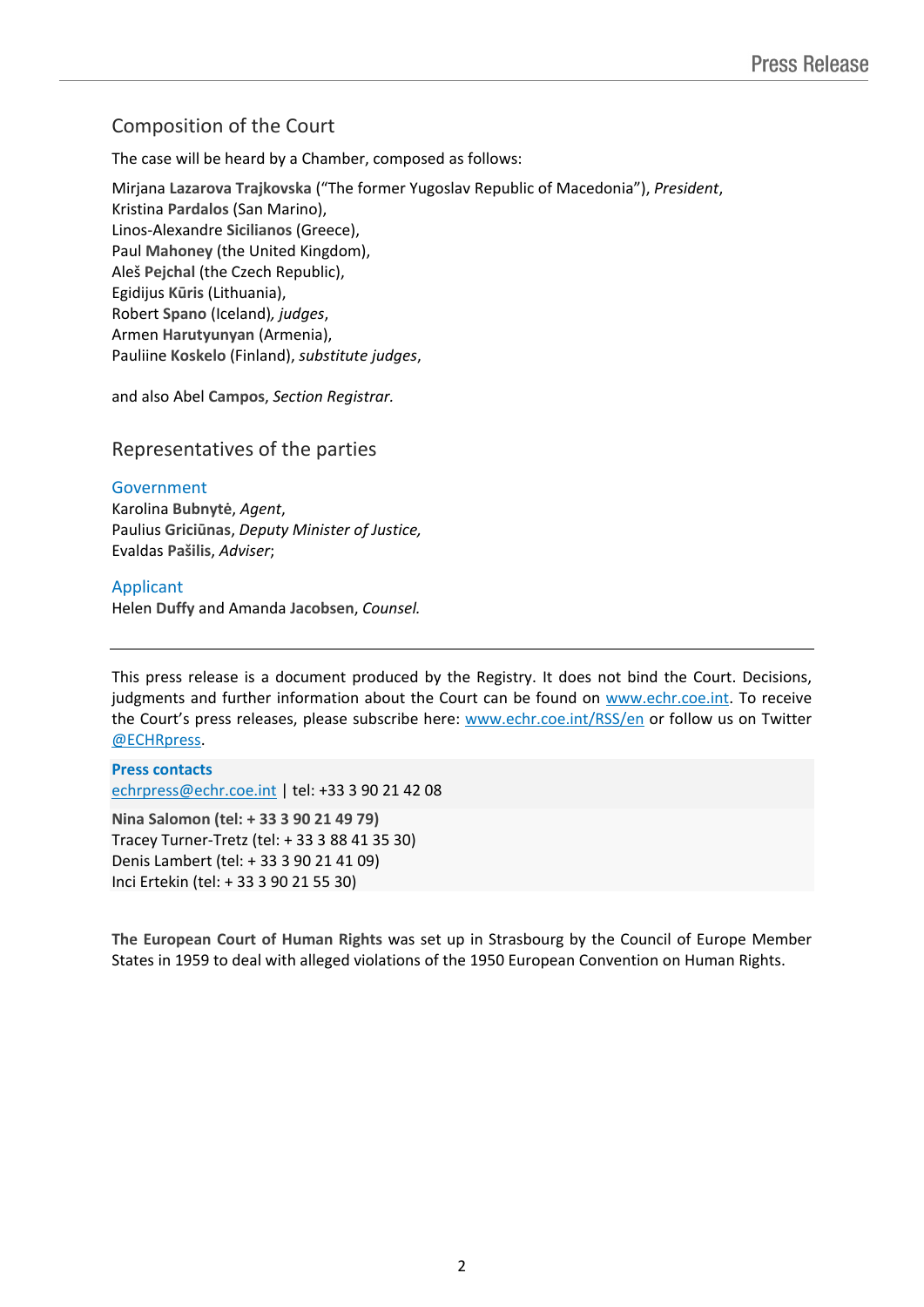## Composition of the Court

The case will be heard by a Chamber, composed as follows:

Mirjana **Lazarova Trajkovska** ("The former Yugoslav Republic of Macedonia"), *President*,
Kristina **Pardalos** (San Marino),
Linos-Alexandre **Sicilianos** (Greece),
Paul **Mahoney** (the United Kingdom),
Aleš **Pejchal** (the Czech Republic),
Egidijus **Kūris** (Lithuania),
Robert **Spano** (Iceland), *judges*,
Armen **Harutyunyan** (Armenia),
Pauliine **Koskelo** (Finland), *substitute judges*,

and also Abel **Campos**, *Section Registrar*.

## Representatives of the parties

### Government

Karolina **Bubnytė**, *Agent*,
Paulius **Griciūnas**, *Deputy Minister of Justice,*
Evaldas **Pašilis**, *Adviser*;

### Applicant

Helen **Duffy** and Amanda **Jacobsen**, *Counsel.*

---

This press release is a document produced by the Registry. It does not bind the Court. Decisions, judgments and further information about the Court can be found on www.echr.coe.int. To receive the Court's press releases, please subscribe here: www.echr.coe.int/RSS/en or follow us on Twitter @ECHRpress.

**Press contacts**
echrpress@echr.coe.int | tel: +33 3 90 21 42 08

**Nina Salomon (tel: + 33 3 90 21 49 79)**
Tracey Turner-Tretz (tel: + 33 3 88 41 35 30)
Denis Lambert (tel: + 33 3 90 21 41 09)
Inci Ertekin (tel: + 33 3 90 21 55 30)

**The European Court of Human Rights** was set up in Strasbourg by the Council of Europe Member States in 1959 to deal with alleged violations of the 1950 European Convention on Human Rights.